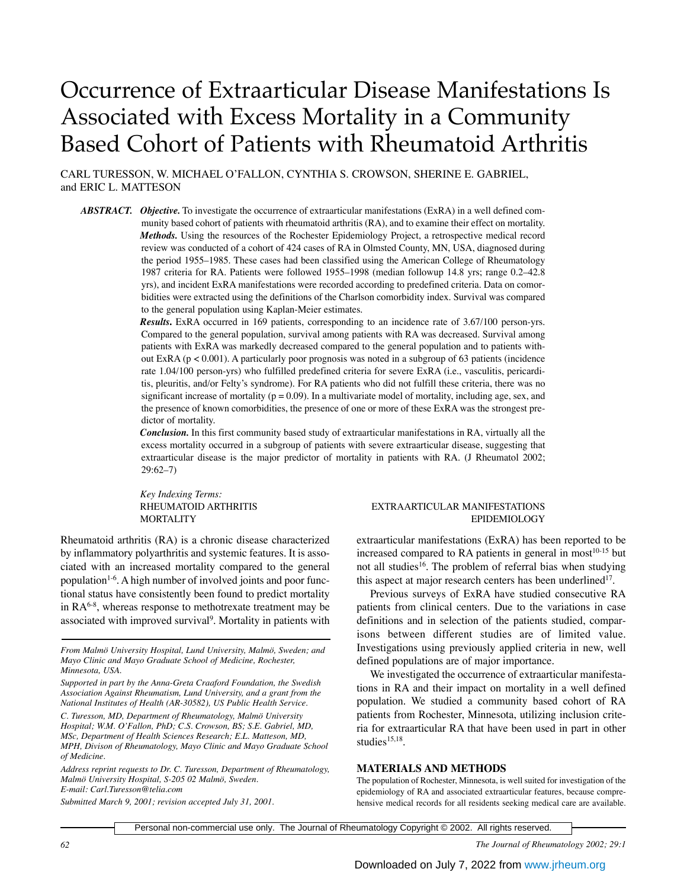# Occurrence of Extraarticular Disease Manifestations Is Associated with Excess Mortality in a Community Based Cohort of Patients with Rheumatoid Arthritis

CARL TURESSON, W. MICHAEL O'FALLON, CYNTHIA S. CROWSON, SHERINE E. GABRIEL, and ERIC L. MATTESON

***ABSTRACT.*** ***Objective.*** To investigate the occurrence of extraarticular manifestations (ExRA) in a well defined community based cohort of patients with rheumatoid arthritis (RA), and to examine their effect on mortality.

***Methods.*** Using the resources of the Rochester Epidemiology Project, a retrospective medical record review was conducted of a cohort of 424 cases of RA in Olmsted County, MN, USA, diagnosed during the period 1955–1985. These cases had been classified using the American College of Rheumatology 1987 criteria for RA. Patients were followed 1955–1998 (median followup 14.8 yrs; range 0.2–42.8 yrs), and incident ExRA manifestations were recorded according to predefined criteria. Data on comorbidities were extracted using the definitions of the Charlson comorbidity index. Survival was compared to the general population using Kaplan-Meier estimates.

***Results.*** ExRA occurred in 169 patients, corresponding to an incidence rate of 3.67/100 person-yrs. Compared to the general population, survival among patients with RA was decreased. Survival among patients with ExRA was markedly decreased compared to the general population and to patients without ExRA ($p < 0.001$). A particularly poor prognosis was noted in a subgroup of 63 patients (incidence rate 1.04/100 person-yrs) who fulfilled predefined criteria for severe ExRA (i.e., vasculitis, pericarditis, pleuritis, and/or Felty's syndrome). For RA patients who did not fulfill these criteria, there was no significant increase of mortality ($p = 0.09$). In a multivariate model of mortality, including age, sex, and the presence of known comorbidities, the presence of one or more of these ExRA was the strongest predictor of mortality.

***Conclusion.*** In this first community based study of extraarticular manifestations in RA, virtually all the excess mortality occurred in a subgroup of patients with severe extraarticular disease, suggesting that extraarticular disease is the major predictor of mortality in patients with RA. (J Rheumatol 2002; 29:62–7)

*Key Indexing Terms:*
RHEUMATOID ARTHRITIS
MORTALITY
EXTRAARTICULAR MANIFESTATIONS
EPIDEMIOLOGY

Rheumatoid arthritis (RA) is a chronic disease characterized by inflammatory polyarthritis and systemic features. It is associated with an increased mortality compared to the general population[1-6]. A high number of involved joints and poor functional status have consistently been found to predict mortality in RA[6-8], whereas response to methotrexate treatment may be associated with improved survival[9]. Mortality in patients with extraarticular manifestations (ExRA) has been reported to be increased compared to RA patients in general in most[10-15] but not all studies[16]. The problem of referral bias when studying this aspect at major research centers has been underlined[17].

Previous surveys of ExRA have studied consecutive RA patients from clinical centers. Due to the variations in case definitions and in selection of the patients studied, comparisons between different studies are of limited value. Investigations using previously applied criteria in new, well defined populations are of major importance.

We investigated the occurrence of extraarticular manifestations in RA and their impact on mortality in a well defined population. We studied a community based cohort of RA patients from Rochester, Minnesota, utilizing inclusion criteria for extraarticular RA that have been used in part in other studies[15,18].

*From Malmö University Hospital, Lund University, Malmö, Sweden; and Mayo Clinic and Mayo Graduate School of Medicine, Rochester, Minnesota, USA.*

*Supported in part by the Anna-Greta Craaford Foundation, the Swedish Association Against Rheumatism, Lund University, and a grant from the National Institutes of Health (AR-30582), US Public Health Service.*

*C. Turesson, MD, Department of Rheumatology, Malmö University Hospital; W.M. O'Fallon, PhD; C.S. Crowson, BS; S.E. Gabriel, MD, MSc, Department of Health Sciences Research; E.L. Matteson, MD, MPH, Divison of Rheumatology, Mayo Clinic and Mayo Graduate School of Medicine.*

*Address reprint requests to Dr. C. Turesson, Department of Rheumatology, Malmö University Hospital, S-205 02 Malmö, Sweden. E-mail: Carl.Turesson@telia.com*

*Submitted March 9, 2001; revision accepted July 31, 2001.*

## MATERIALS AND METHODS

The population of Rochester, Minnesota, is well suited for investigation of the epidemiology of RA and associated extraarticular features, because comprehensive medical records for all residents seeking medical care are available.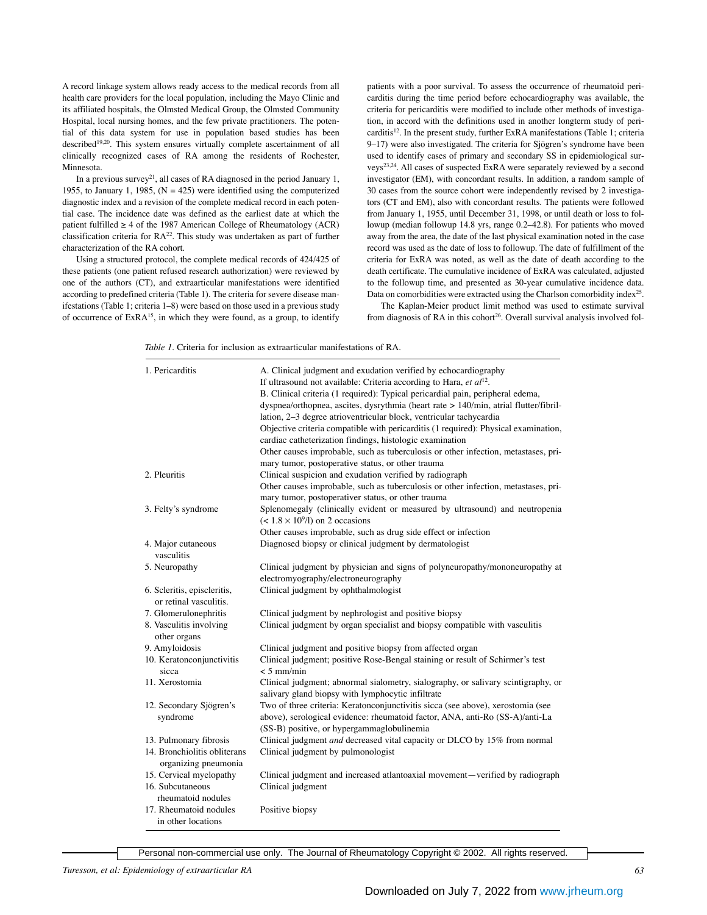A record linkage system allows ready access to the medical records from all health care providers for the local population, including the Mayo Clinic and its affiliated hospitals, the Olmsted Medical Group, the Olmsted Community Hospital, local nursing homes, and the few private practitioners. The potential of this data system for use in population based studies has been described[19,20]. This system ensures virtually complete ascertainment of all clinically recognized cases of RA among the residents of Rochester, Minnesota.

In a previous survey[21], all cases of RA diagnosed in the period January 1, 1955, to January 1, 1985, (N = 425) were identified using the computerized diagnostic index and a revision of the complete medical record in each potential case. The incidence date was defined as the earliest date at which the patient fulfilled ≥ 4 of the 1987 American College of Rheumatology (ACR) classification criteria for RA[22]. This study was undertaken as part of further characterization of the RA cohort.

Using a structured protocol, the complete medical records of 424/425 of these patients (one patient refused research authorization) were reviewed by one of the authors (CT), and extraarticular manifestations were identified according to predefined criteria (Table 1). The criteria for severe disease manifestations (Table 1; criteria 1–8) were based on those used in a previous study of occurrence of ExRA[15], in which they were found, as a group, to identify patients with a poor survival. To assess the occurrence of rheumatoid pericarditis during the time period before echocardiography was available, the criteria for pericarditis were modified to include other methods of investigation, in accord with the definitions used in another longterm study of pericarditis[12]. In the present study, further ExRA manifestations (Table 1; criteria 9–17) were also investigated. The criteria for Sjögren's syndrome have been used to identify cases of primary and secondary SS in epidemiological surveys[23,24]. All cases of suspected ExRA were separately reviewed by a second investigator (EM), with concordant results. In addition, a random sample of 30 cases from the source cohort were independently revised by 2 investigators (CT and EM), also with concordant results. The patients were followed from January 1, 1955, until December 31, 1998, or until death or loss to followup (median followup 14.8 yrs, range 0.2–42.8). For patients who moved away from the area, the date of the last physical examination noted in the case record was used as the date of loss to followup. The date of fulfillment of the criteria for ExRA was noted, as well as the date of death according to the death certificate. The cumulative incidence of ExRA was calculated, adjusted to the followup time, and presented as 30-year cumulative incidence data. Data on comorbidities were extracted using the Charlson comorbidity index[25].

The Kaplan-Meier product limit method was used to estimate survival from diagnosis of RA in this cohort[26]. Overall survival analysis involved fol-

*Table 1*. Criteria for inclusion as extraarticular manifestations of RA.

| | |
|---|---|
| 1. Pericarditis | A. Clinical judgment and exudation verified by echocardiography<br>If ultrasound not available: Criteria according to Hara, *et al*[12].<br>B. Clinical criteria (1 required): Typical pericardial pain, peripheral edema, dyspnea/orthopnea, ascites, dysrythmia (heart rate > 140/min, atrial flutter/fibrillation, 2–3 degree atrioventricular block, ventricular tachycardia<br>Objective criteria compatible with pericarditis (1 required): Physical examination, cardiac catheterization findings, histologic examination<br>Other causes improbable, such as tuberculosis or other infection, metastases, primary tumor, postoperative status, or other trauma |
| 2. Pleuritis | Clinical suspicion and exudation verified by radiograph<br>Other causes improbable, such as tuberculosis or other infection, metastases, primary tumor, postoperativer status, or other trauma |
| 3. Felty's syndrome | Splenomegaly (clinically evident or measured by ultrasound) and neutropenia ($< 1.8 \times 10^9$/l) on 2 occasions<br>Other causes improbable, such as drug side effect or infection |
| 4. Major cutaneous vasculitis | Diagnosed biopsy or clinical judgment by dermatologist |
| 5. Neuropathy | Clinical judgment by physician and signs of polyneuropathy/mononeuropathy at electromyography/electroneurography |
| 6. Scleritis, episcleritis, or retinal vasculitis. | Clinical judgment by ophthalmologist |
| 7. Glomerulonephritis | Clinical judgment by nephrologist and positive biopsy |
| 8. Vasculitis involving other organs | Clinical judgment by organ specialist and biopsy compatible with vasculitis |
| 9. Amyloidosis | Clinical judgment and positive biopsy from affected organ |
| 10. Keratonconjunctivitis sicca | Clinical judgment; positive Rose-Bengal staining or result of Schirmer's test < 5 mm/min |
| 11. Xerostomia | Clinical judgment; abnormal sialometry, sialography, or salivary scintigraphy, or salivary gland biopsy with lymphocytic infiltrate |
| 12. Secondary Sjögren's syndrome | Two of three criteria: Keratonconjunctivitis sicca (see above), xerostomia (see above), serological evidence: rheumatoid factor, ANA, anti-Ro (SS-A)/anti-La (SS-B) positive, or hypergammaglobulinemia |
| 13. Pulmonary fibrosis | Clinical judgment *and* decreased vital capacity or DLCO by 15% from normal |
| 14. Bronchiolitis obliterans organizing pneumonia | Clinical judgment by pulmonologist |
| 15. Cervical myelopathy | Clinical judgment and increased atlantoaxial movement—verified by radiograph |
| 16. Subcutaneous rheumatoid nodules | Clinical judgment |
| 17. Rheumatoid nodules in other locations | Positive biopsy |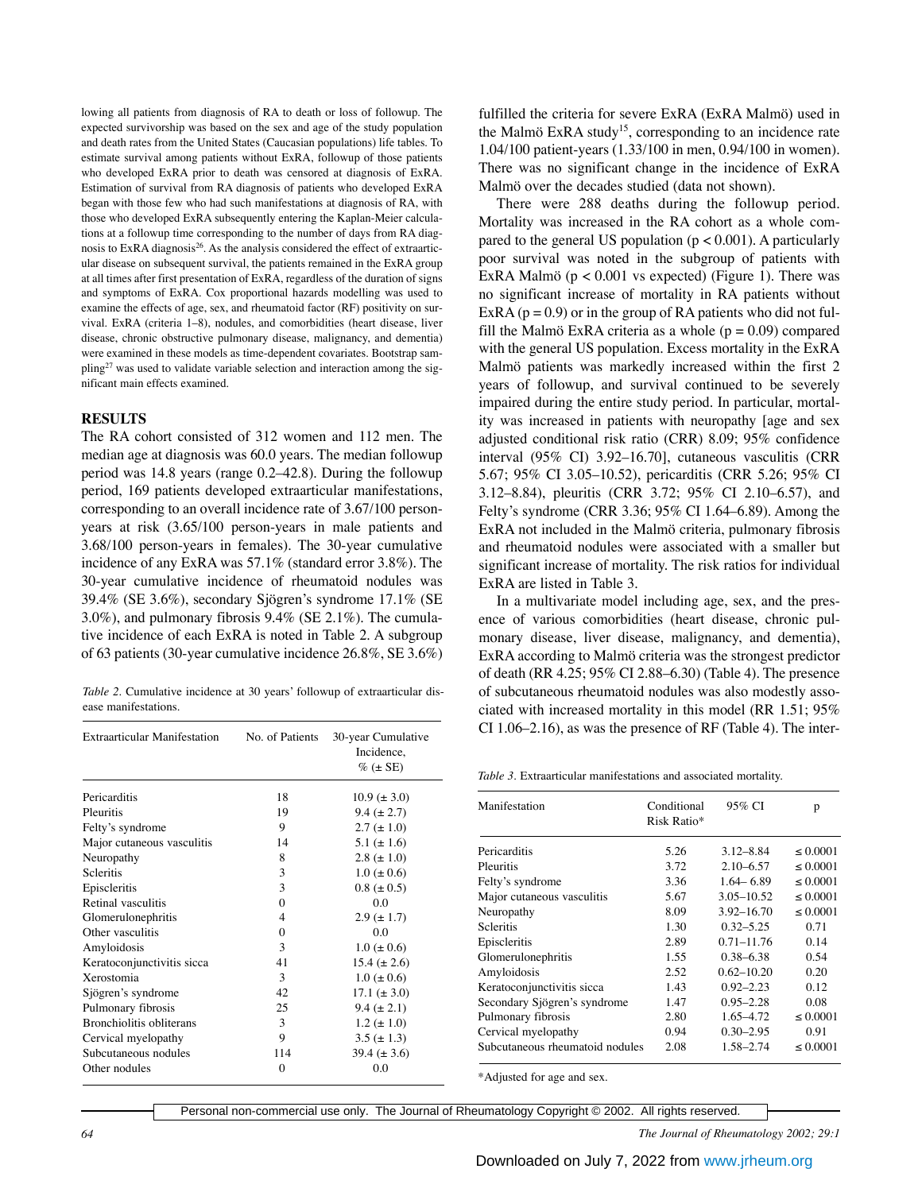lowing all patients from diagnosis of RA to death or loss of followup. The expected survivorship was based on the sex and age of the study population and death rates from the United States (Caucasian populations) life tables. To estimate survival among patients without ExRA, followup of those patients who developed ExRA prior to death was censored at diagnosis of ExRA. Estimation of survival from RA diagnosis of patients who developed ExRA began with those few who had such manifestations at diagnosis of RA, with those who developed ExRA subsequently entering the Kaplan-Meier calculations at a followup time corresponding to the number of days from RA diagnosis to ExRA diagnosis[26]. As the analysis considered the effect of extraarticular disease on subsequent survival, the patients remained in the ExRA group at all times after first presentation of ExRA, regardless of the duration of signs and symptoms of ExRA. Cox proportional hazards modelling was used to examine the effects of age, sex, and rheumatoid factor (RF) positivity on survival. ExRA (criteria 1–8), nodules, and comorbidities (heart disease, liver disease, chronic obstructive pulmonary disease, malignancy, and dementia) were examined in these models as time-dependent covariates. Bootstrap sampling[27] was used to validate variable selection and interaction among the significant main effects examined.

## RESULTS

The RA cohort consisted of 312 women and 112 men. The median age at diagnosis was 60.0 years. The median followup period was 14.8 years (range 0.2–42.8). During the followup period, 169 patients developed extraarticular manifestations, corresponding to an overall incidence rate of 3.67/100 person-years at risk (3.65/100 person-years in male patients and 3.68/100 person-years in females). The 30-year cumulative incidence of any ExRA was 57.1% (standard error 3.8%). The 30-year cumulative incidence of rheumatoid nodules was 39.4% (SE 3.6%), secondary Sjögren's syndrome 17.1% (SE 3.0%), and pulmonary fibrosis 9.4% (SE 2.1%). The cumulative incidence of each ExRA is noted in Table 2. A subgroup of 63 patients (30-year cumulative incidence 26.8%, SE 3.6%) fulfilled the criteria for severe ExRA (ExRA Malmö) used in the Malmö ExRA study[15], corresponding to an incidence rate 1.04/100 patient-years (1.33/100 in men, 0.94/100 in women). There was no significant change in the incidence of ExRA Malmö over the decades studied (data not shown).

*Table 2.* Cumulative incidence at 30 years' followup of extraarticular disease manifestations.

| Extraarticular Manifestation | No. of Patients | 30-year Cumulative Incidence, % (± SE) |
|---|---|---|
| Pericarditis | 18 | 10.9 (± 3.0) |
| Pleuritis | 19 | 9.4 (± 2.7) |
| Felty's syndrome | 9 | 2.7 (± 1.0) |
| Major cutaneous vasculitis | 14 | 5.1 (± 1.6) |
| Neuropathy | 8 | 2.8 (± 1.0) |
| Scleritis | 3 | 1.0 (± 0.6) |
| Episcleritis | 3 | 0.8 (± 0.5) |
| Retinal vasculitis | 0 | 0.0 |
| Glomerulonephritis | 4 | 2.9 (± 1.7) |
| Other vasculitis | 0 | 0.0 |
| Amyloidosis | 3 | 1.0 (± 0.6) |
| Keratoconjunctivitis sicca | 41 | 15.4 (± 2.6) |
| Xerostomia | 3 | 1.0 (± 0.6) |
| Sjögren's syndrome | 42 | 17.1 (± 3.0) |
| Pulmonary fibrosis | 25 | 9.4 (± 2.1) |
| Bronchiolitis obliterans | 3 | 1.2 (± 1.0) |
| Cervical myelopathy | 9 | 3.5 (± 1.3) |
| Subcutaneous nodules | 114 | 39.4 (± 3.6) |
| Other nodules | 0 | 0.0 |

There were 288 deaths during the followup period. Mortality was increased in the RA cohort as a whole compared to the general US population ($p < 0.001$). A particularly poor survival was noted in the subgroup of patients with ExRA Malmö ($p < 0.001$ vs expected) (Figure 1). There was no significant increase of mortality in RA patients without ExRA ($p = 0.9$) or in the group of RA patients who did not fulfill the Malmö ExRA criteria as a whole ($p = 0.09$) compared with the general US population. Excess mortality in the ExRA Malmö patients was markedly increased within the first 2 years of followup, and survival continued to be severely impaired during the entire study period. In particular, mortality was increased in patients with neuropathy [age and sex adjusted conditional risk ratio (CRR) 8.09; 95% confidence interval (95% CI) 3.92–16.70], cutaneous vasculitis (CRR 5.67; 95% CI 3.05–10.52), pericarditis (CRR 5.26; 95% CI 3.12–8.84), pleuritis (CRR 3.72; 95% CI 2.10–6.57), and Felty's syndrome (CRR 3.36; 95% CI 1.64–6.89). Among the ExRA not included in the Malmö criteria, pulmonary fibrosis and rheumatoid nodules were associated with a smaller but significant increase of mortality. The risk ratios for individual ExRA are listed in Table 3.

In a multivariate model including age, sex, and the presence of various comorbidities (heart disease, chronic pulmonary disease, liver disease, malignancy, and dementia), ExRA according to Malmö criteria was the strongest predictor of death (RR 4.25; 95% CI 2.88–6.30) (Table 4). The presence of subcutaneous rheumatoid nodules was also modestly associated with increased mortality in this model (RR 1.51; 95% CI 1.06–2.16), as was the presence of RF (Table 4). The inter-

*Table 3.* Extraarticular manifestations and associated mortality.

| Manifestation | Conditional Risk Ratio* | 95% CI | p |
|---|---|---|---|
| Pericarditis | 5.26 | 3.12–8.84 | ≤ 0.0001 |
| Pleuritis | 3.72 | 2.10–6.57 | ≤ 0.0001 |
| Felty's syndrome | 3.36 | 1.64– 6.89 | ≤ 0.0001 |
| Major cutaneous vasculitis | 5.67 | 3.05–10.52 | ≤ 0.0001 |
| Neuropathy | 8.09 | 3.92–16.70 | ≤ 0.0001 |
| Scleritis | 1.30 | 0.32–5.25 | 0.71 |
| Episcleritis | 2.89 | 0.71–11.76 | 0.14 |
| Glomerulonephritis | 1.55 | 0.38–6.38 | 0.54 |
| Amyloidosis | 2.52 | 0.62–10.20 | 0.20 |
| Keratoconjunctivitis sicca | 1.43 | 0.92–2.23 | 0.12 |
| Secondary Sjögren's syndrome | 1.47 | 0.95–2.28 | 0.08 |
| Pulmonary fibrosis | 2.80 | 1.65–4.72 | ≤ 0.0001 |
| Cervical myelopathy | 0.94 | 0.30–2.95 | 0.91 |
| Subcutaneous rheumatoid nodules | 2.08 | 1.58–2.74 | ≤ 0.0001 |

*Adjusted for age and sex.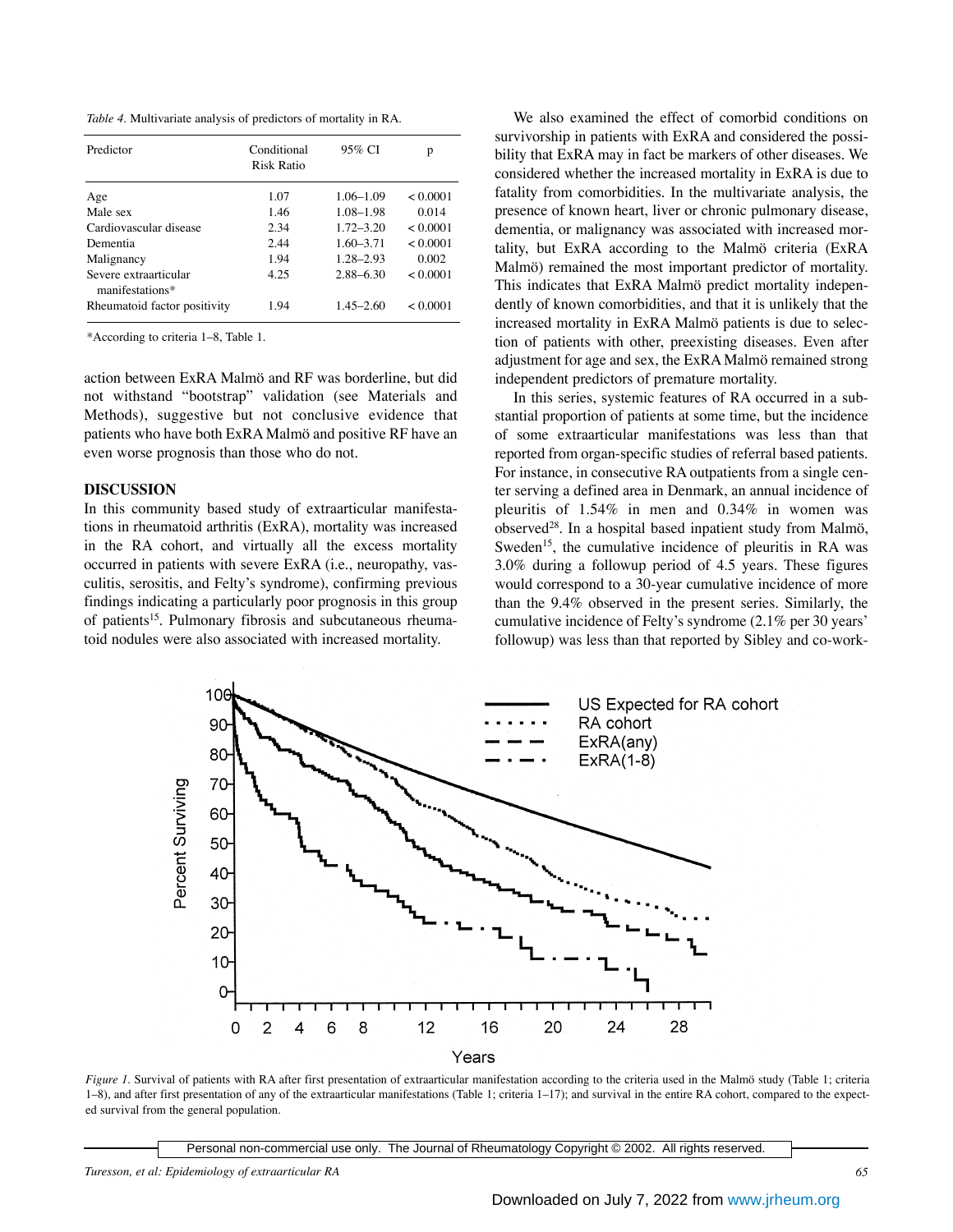*Table 4.* Multivariate analysis of predictors of mortality in RA.

| Predictor | Conditional Risk Ratio | 95% CI | p |
|---|---|---|---|
| Age | 1.07 | 1.06–1.09 | < 0.0001 |
| Male sex | 1.46 | 1.08–1.98 | 0.014 |
| Cardiovascular disease | 2.34 | 1.72–3.20 | < 0.0001 |
| Dementia | 2.44 | 1.60–3.71 | < 0.0001 |
| Malignancy | 1.94 | 1.28–2.93 | 0.002 |
| Severe extraarticular manifestations* | 4.25 | 2.88–6.30 | < 0.0001 |
| Rheumatoid factor positivity | 1.94 | 1.45–2.60 | < 0.0001 |

*According to criteria 1–8, Table 1.

action between ExRA Malmö and RF was borderline, but did not withstand "bootstrap" validation (see Materials and Methods), suggestive but not conclusive evidence that patients who have both ExRA Malmö and positive RF have an even worse prognosis than those who do not.

## DISCUSSION

In this community based study of extraarticular manifestations in rheumatoid arthritis (ExRA), mortality was increased in the RA cohort, and virtually all the excess mortality occurred in patients with severe ExRA (i.e., neuropathy, vasculitis, serositis, and Felty's syndrome), confirming previous findings indicating a particularly poor prognosis in this group of patients[15]. Pulmonary fibrosis and subcutaneous rheumatoid nodules were also associated with increased mortality.

We also examined the effect of comorbid conditions on survivorship in patients with ExRA and considered the possibility that ExRA may in fact be markers of other diseases. We considered whether the increased mortality in ExRA is due to fatality from comorbidities. In the multivariate analysis, the presence of known heart, liver or chronic pulmonary disease, dementia, or malignancy was associated with increased mortality, but ExRA according to the Malmö criteria (ExRA Malmö) remained the most important predictor of mortality. This indicates that ExRA Malmö predict mortality independently of known comorbidities, and that it is unlikely that the increased mortality in ExRA Malmö patients is due to selection of patients with other, preexisting diseases. Even after adjustment for age and sex, the ExRA Malmö remained strong independent predictors of premature mortality.

In this series, systemic features of RA occurred in a substantial proportion of patients at some time, but the incidence of some extraarticular manifestations was less than that reported from organ-specific studies of referral based patients. For instance, in consecutive RA outpatients from a single center serving a defined area in Denmark, an annual incidence of pleuritis of 1.54% in men and 0.34% in women was observed[28]. In a hospital based inpatient study from Malmö, Sweden[15], the cumulative incidence of pleuritis in RA was 3.0% during a followup period of 4.5 years. These figures would correspond to a 30-year cumulative incidence of more than the 9.4% observed in the present series. Similarly, the cumulative incidence of Felty's syndrome (2.1% per 30 years' followup) was less than that reported by Sibley and co-work-

*Figure 1.* Survival of patients with RA after first presentation of extraarticular manifestation according to the criteria used in the Malmö study (Table 1; criteria 1–8), and after first presentation of any of the extraarticular manifestations (Table 1; criteria 1–17); and survival in the entire RA cohort, compared to the expected survival from the general population.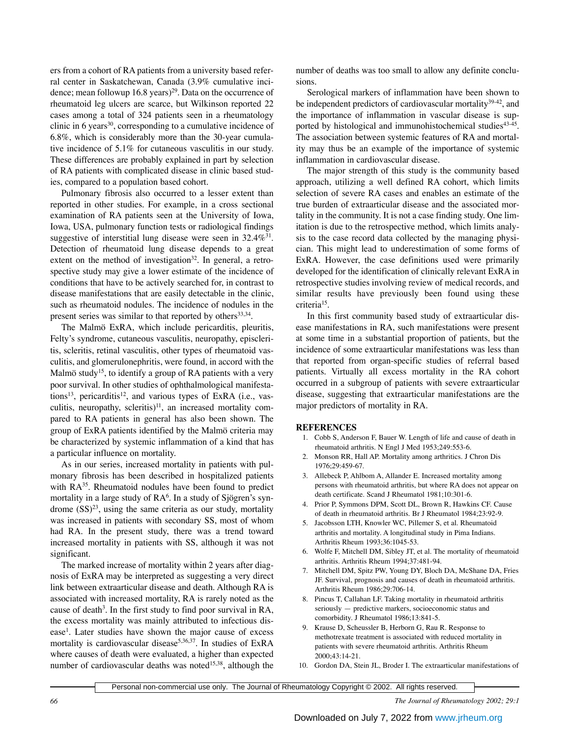ers from a cohort of RA patients from a university based referral center in Saskatchewan, Canada (3.9% cumulative incidence; mean followup 16.8 years)[29]. Data on the occurrence of rheumatoid leg ulcers are scarce, but Wilkinson reported 22 cases among a total of 324 patients seen in a rheumatology clinic in 6 years[30], corresponding to a cumulative incidence of 6.8%, which is considerably more than the 30-year cumulative incidence of 5.1% for cutaneous vasculitis in our study. These differences are probably explained in part by selection of RA patients with complicated disease in clinic based studies, compared to a population based cohort.

Pulmonary fibrosis also occurred to a lesser extent than reported in other studies. For example, in a cross sectional examination of RA patients seen at the University of Iowa, Iowa, USA, pulmonary function tests or radiological findings suggestive of interstitial lung disease were seen in 32.4%[31]. Detection of rheumatoid lung disease depends to a great extent on the method of investigation[32]. In general, a retrospective study may give a lower estimate of the incidence of conditions that have to be actively searched for, in contrast to disease manifestations that are easily detectable in the clinic, such as rheumatoid nodules. The incidence of nodules in the present series was similar to that reported by others[33,34].

The Malmö ExRA, which include pericarditis, pleuritis, Felty's syndrome, cutaneous vasculitis, neuropathy, episcleritis, scleritis, retinal vasculitis, other types of rheumatoid vasculitis, and glomerulonephritis, were found, in accord with the Malmö study[15], to identify a group of RA patients with a very poor survival. In other studies of ophthalmological manifestations[13], pericarditis[12], and various types of ExRA (i.e., vasculitis, neuropathy, scleritis)[11], an increased mortality compared to RA patients in general has also been shown. The group of ExRA patients identified by the Malmö criteria may be characterized by systemic inflammation of a kind that has a particular influence on mortality.

As in our series, increased mortality in patients with pulmonary fibrosis has been described in hospitalized patients with RA[35]. Rheumatoid nodules have been found to predict mortality in a large study of RA[6]. In a study of Sjögren's syndrome (SS)[23], using the same criteria as our study, mortality was increased in patients with secondary SS, most of whom had RA. In the present study, there was a trend toward increased mortality in patients with SS, although it was not significant.

The marked increase of mortality within 2 years after diagnosis of ExRA may be interpreted as suggesting a very direct link between extraarticular disease and death. Although RA is associated with increased mortality, RA is rarely noted as the cause of death[3]. In the first study to find poor survival in RA, the excess mortality was mainly attributed to infectious disease[1]. Later studies have shown the major cause of excess mortality is cardiovascular disease[5,36,37]. In studies of ExRA where causes of death were evaluated, a higher than expected number of cardiovascular deaths was noted[15,38], although the number of deaths was too small to allow any definite conclusions.

Serological markers of inflammation have been shown to be independent predictors of cardiovascular mortality[39-42], and the importance of inflammation in vascular disease is supported by histological and immunohistochemical studies[43-45]. The association between systemic features of RA and mortality may thus be an example of the importance of systemic inflammation in cardiovascular disease.

The major strength of this study is the community based approach, utilizing a well defined RA cohort, which limits selection of severe RA cases and enables an estimate of the true burden of extraarticular disease and the associated mortality in the community. It is not a case finding study. One limitation is due to the retrospective method, which limits analysis to the case record data collected by the managing physician. This might lead to underestimation of some forms of ExRA. However, the case definitions used were primarily developed for the identification of clinically relevant ExRA in retrospective studies involving review of medical records, and similar results have previously been found using these criteria[15].

In this first community based study of extraarticular disease manifestations in RA, such manifestations were present at some time in a substantial proportion of patients, but the incidence of some extraarticular manifestations was less than that reported from organ-specific studies of referral based patients. Virtually all excess mortality in the RA cohort occurred in a subgroup of patients with severe extraarticular disease, suggesting that extraarticular manifestations are the major predictors of mortality in RA.

## REFERENCES

1. Cobb S, Anderson F, Bauer W. Length of life and cause of death in rheumatoid arthritis. N Engl J Med 1953;249:553-6.
2. Monson RR, Hall AP. Mortality among arthritics. J Chron Dis 1976;29:459-67.
3. Allebeck P, Ahlbom A, Allander E. Increased mortality among persons with rheumatoid arthritis, but where RA does not appear on death certificate. Scand J Rheumatol 1981;10:301-6.
4. Prior P, Symmons DPM, Scott DL, Brown R, Hawkins CF. Cause of death in rheumatoid arthritis. Br J Rheumatol 1984;23:92-9.
5. Jacobsson LTH, Knowler WC, Pillemer S, et al. Rheumatoid arthritis and mortality. A longitudinal study in Pima Indians. Arthritis Rheum 1993;36:1045-53.
6. Wolfe F, Mitchell DM, Sibley JT, et al. The mortality of rheumatoid arthritis. Arthritis Rheum 1994;37:481-94.
7. Mitchell DM, Spitz PW, Young DY, Bloch DA, McShane DA, Fries JF. Survival, prognosis and causes of death in rheumatoid arthritis. Arthritis Rheum 1986;29:706-14.
8. Pincus T, Callahan LF. Taking mortality in rheumatoid arthritis seriously — predictive markers, socioeconomic status and comorbidity. J Rheumatol 1986;13:841-5.
9. Krause D, Scheussler B, Herborn G, Rau R. Response to methotrexate treatment is associated with reduced mortality in patients with severe rheumatoid arthritis. Arthritis Rheum 2000;43:14-21.
10. Gordon DA, Stein JL, Broder I. The extraarticular manifestations of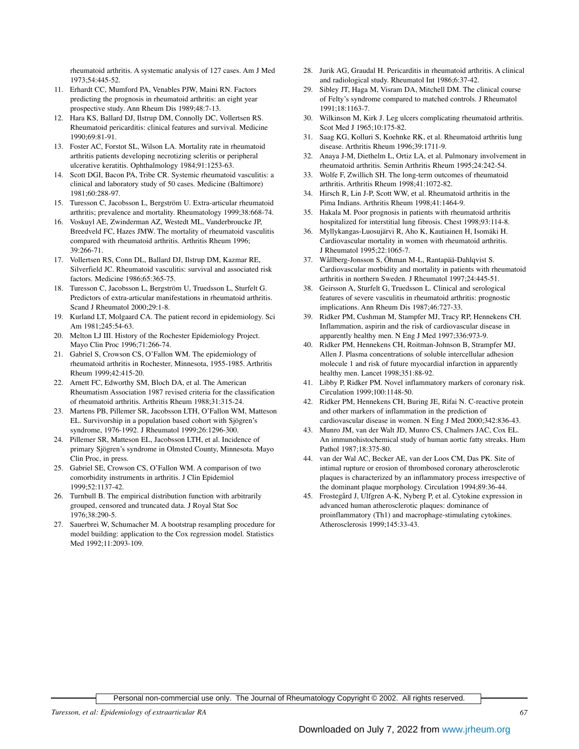rheumatoid arthritis. A systematic analysis of 127 cases. Am J Med 1973;54:445-52.

11. Erhardt CC, Mumford PA, Venables PJW, Maini RN. Factors predicting the prognosis in rheumatoid arthritis: an eight year prospective study. Ann Rheum Dis 1989;48:7-13.
12. Hara KS, Ballard DJ, Ilstrup DM, Connolly DC, Vollertsen RS. Rheumatoid pericarditis: clinical features and survival. Medicine 1990;69:81-91.
13. Foster AC, Forstot SL, Wilson LA. Mortality rate in rheumatoid arthritis patients developing necrotizing scleritis or peripheral ulcerative keratitis. Ophthalmology 1984;91:1253-63.
14. Scott DGI, Bacon PA, Tribe CR. Systemic rheumatoid vasculitis: a clinical and laboratory study of 50 cases. Medicine (Baltimore) 1981;60:288-97.
15. Turesson C, Jacobsson L, Bergström U. Extra-articular rheumatoid arthritis; prevalence and mortality. Rheumatology 1999;38:668-74.
16. Voskuyl AE, Zwinderman AZ, Westedt ML, Vanderbroucke JP, Breedveld FC, Hazes JMW. The mortality of rheumatoid vasculitis compared with rheumatoid arthritis. Arthritis Rheum 1996; 39:266-71.
17. Vollertsen RS, Conn DL, Ballard DJ, Ilstrup DM, Kazmar RE, Silverfield JC. Rheumatoid vasculitis: survival and associated risk factors. Medicine 1986;65:365-75.
18. Turesson C, Jacobsson L, Bergström U, Truedsson L, Sturfelt G. Predictors of extra-articular manifestations in rheumatoid arthritis. Scand J Rheumatol 2000;29:1-8.
19. Kurland LT, Molgaard CA. The patient record in epidemiology. Sci Am 1981;245:54-63.
20. Melton LJ III. History of the Rochester Epidemiology Project. Mayo Clin Proc 1996;71:266-74.
21. Gabriel S, Crowson CS, O'Fallon WM. The epidemiology of rheumatoid arthritis in Rochester, Minnesota, 1955-1985. Arthritis Rheum 1999;42:415-20.
22. Arnett FC, Edworthy SM, Bloch DA, et al. The American Rheumatism Association 1987 revised criteria for the classification of rheumatoid arthritis. Arthritis Rheum 1988;31:315-24.
23. Martens PB, Pillemer SR, Jacobsson LTH, O'Fallon WM, Matteson EL. Survivorship in a population based cohort with Sjögren's syndrome, 1976-1992. J Rheumatol 1999;26:1296-300.
24. Pillemer SR, Matteson EL, Jacobsson LTH, et al. Incidence of primary Sjögren's syndrome in Olmsted County, Minnesota. Mayo Clin Proc, in press.
25. Gabriel SE, Crowson CS, O'Fallon WM. A comparison of two comorbidity instruments in arthritis. J Clin Epidemiol 1999;52:1137-42.
26. Turnbull B. The empirical distribution function with arbitrarily grouped, censored and truncated data. J Royal Stat Soc 1976;38:290-5.
27. Sauerbrei W, Schumacher M. A bootstrap resampling procedure for model building: application to the Cox regression model. Statistics Med 1992;11:2093-109.
28. Jurik AG, Graudal H. Pericarditis in rheumatoid arthritis. A clinical and radiological study. Rheumatol Int 1986;6:37-42.
29. Sibley JT, Haga M, Visram DA, Mitchell DM. The clinical course of Felty's syndrome compared to matched controls. J Rheumatol 1991;18:1163-7.
30. Wilkinson M, Kirk J. Leg ulcers complicating rheumatoid arthritis. Scot Med J 1965;10:175-82.
31. Saag KG, Kolluri S, Koehnke RK, et al. Rheumatoid arthritis lung disease. Arthritis Rheum 1996;39:1711-9.
32. Anaya J-M, Diethelm L, Ortiz LA, et al. Pulmonary involvement in rheumatoid arthritis. Semin Arthritis Rheum 1995;24:242-54.
33. Wolfe F, Zwillich SH. The long-term outcomes of rheumatoid arthritis. Arthritis Rheum 1998;41:1072-82.
34. Hirsch R, Lin J-P, Scott WW, et al. Rheumatoid arthritis in the Pima Indians. Arthritis Rheum 1998;41:1464-9.
35. Hakala M. Poor prognosis in patients with rheumatoid arthritis hospitalized for interstitial lung fibrosis. Chest 1998;93:114-8.
36. Myllykangas-Luosujärvi R, Aho K, Kautiainen H, Isomäki H. Cardiovascular mortality in women with rheumatoid arthritis. J Rheumatol 1995;22:1065-7.
37. Wållberg-Jonsson S, Öhman M-L, Rantapää-Dahlqvist S. Cardiovascular morbidity and mortality in patients with rheumatoid arthritis in northern Sweden. J Rheumatol 1997;24:445-51.
38. Geirsson A, Sturfelt G, Truedsson L. Clinical and serological features of severe vasculitis in rheumatoid arthritis: prognostic implications. Ann Rheum Dis 1987;46:727-33.
39. Ridker PM, Cushman M, Stampfer MJ, Tracy RP, Hennekens CH. Inflammation, aspirin and the risk of cardiovascular disease in apparently healthy men. N Eng J Med 1997;336:973-9.
40. Ridker PM, Hennekens CH, Roitman-Johnson B, Stampfer MJ, Allen J. Plasma concentrations of soluble intercellular adhesion molecule 1 and risk of future myocardial infarction in apparently healthy men. Lancet 1998;351:88-92.
41. Libby P, Ridker PM. Novel inflammatory markers of coronary risk. Circulation 1999;100:1148-50.
42. Ridker PM, Hennekens CH, Buring JE, Rifai N. C-reactive protein and other markers of inflammation in the prediction of cardiovascular disease in women. N Eng J Med 2000;342:836-43.
43. Munro JM, van der Walt JD, Munro CS, Chalmers JAC, Cox EL. An immunohistochemical study of human aortic fatty streaks. Hum Pathol 1987;18:375-80.
44. van der Wal AC, Becker AE, van der Loos CM, Das PK. Site of intimal rupture or erosion of thrombosed coronary atherosclerotic plaques is characterized by an inflammatory process irrespective of the dominant plaque morphology. Circulation 1994;89:36-44.
45. Frostegård J, Ulfgren A-K, Nyberg P, et al. Cytokine expression in advanced human atherosclerotic plaques: dominance of proinflammatory (Th1) and macrophage-stimulating cytokines. Atherosclerosis 1999;145:33-43.